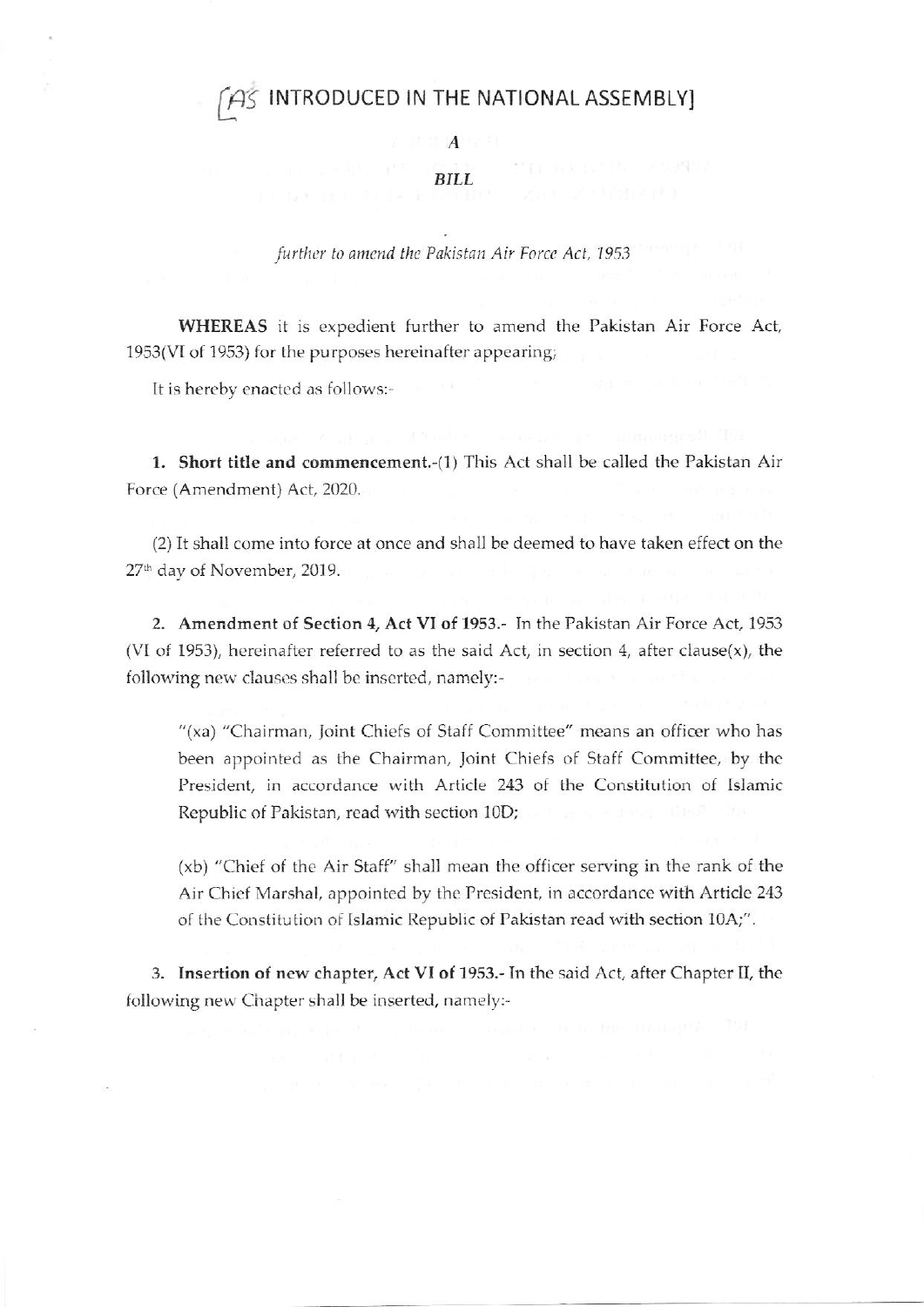# [AS INTRODUCED IN THE NATIONAL ASSEMBLY]

## *A*

## *BILL*

*further to amend the Pakistan Air Force Act, 1953*

**WHEREAS** it is expedient further to amend the Pakistan Air Force Act, 1953(VI of 1953) for the purposes hereinafter appearing;

It is hereby enacted as follows:-

**1. Short title and commencement.**-(1) This Act shall be called the Pakistan Air Force (Amendment) Act, 2020.

(2) It shall come into force at once and shall be deemed to have taken effect on the 27th day of November, 2019.

**2. Amendment of Section 4, Act VI of 1953.**- In the Pakistan Air Force Act, 1953 (VI of 1953), hereinafter referred to as the said Act, in section 4, after clause(x), the following new clauses shall be inserted, namely:-

> "(xa) "Chairman, Joint Chiefs of Staff Committee" means an officer who has been appointed as the Chairman, Joint Chiefs of Staff Committee, by the President, in accordance with Article 243 of the Constitution of Islamic Republic of Pakistan, read with section 10D;
>
> (xb) "Chief of the Air Staff" shall mean the officer serving in the rank of the Air Chief Marshal, appointed by the President, in accordance with Article 243 of the Constitution of Islamic Republic of Pakistan read with section 10A;".

**3. Insertion of new chapter, Act VI of 1953.**- In the said Act, after Chapter II, the following new Chapter shall be inserted, namely:-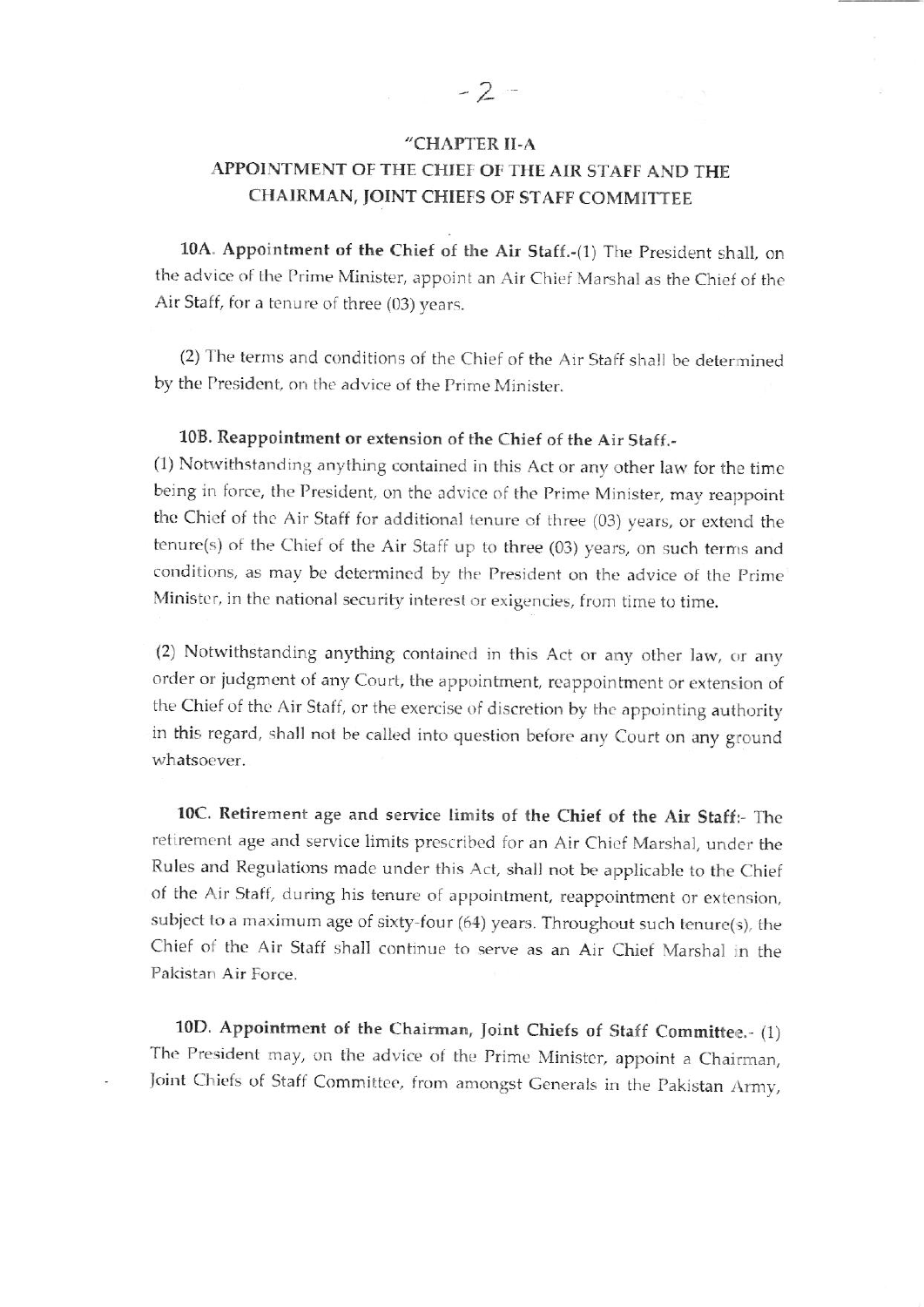"CHAPTER II-A
APPOINTMENT OF THE CHIEF OF THE AIR STAFF AND THE CHAIRMAN, JOINT CHIEFS OF STAFF COMMITTEE

**10A. Appointment of the Chief of the Air Staff.**-(1) The President shall, on the advice of the Prime Minister, appoint an Air Chief Marshal as the Chief of the Air Staff, for a tenure of three (03) years.

(2) The terms and conditions of the Chief of the Air Staff shall be determined by the President, on the advice of the Prime Minister.

**10B. Reappointment or extension of the Chief of the Air Staff.**-
(1) Notwithstanding anything contained in this Act or any other law for the time being in force, the President, on the advice of the Prime Minister, may reappoint the Chief of the Air Staff for additional tenure of three (03) years, or extend the tenure(s) of the Chief of the Air Staff up to three (03) years, on such terms and conditions, as may be determined by the President on the advice of the Prime Minister, in the national security interest or exigencies, from time to time.

(2) Notwithstanding anything contained in this Act or any other law, or any order or judgment of any Court, the appointment, reappointment or extension of the Chief of the Air Staff, or the exercise of discretion by the appointing authority in this regard, shall not be called into question before any Court on any ground whatsoever.

**10C. Retirement age and service limits of the Chief of the Air Staff:**- The retirement age and service limits prescribed for an Air Chief Marshal, under the Rules and Regulations made under this Act, shall not be applicable to the Chief of the Air Staff, during his tenure of appointment, reappointment or extension, subject to a maximum age of sixty-four (64) years. Throughout such tenure(s), the Chief of the Air Staff shall continue to serve as an Air Chief Marshal in the Pakistan Air Force.

**10D. Appointment of the Chairman, Joint Chiefs of Staff Committee.**- (1) The President may, on the advice of the Prime Minister, appoint a Chairman, Joint Chiefs of Staff Committee, from amongst Generals in the Pakistan Army,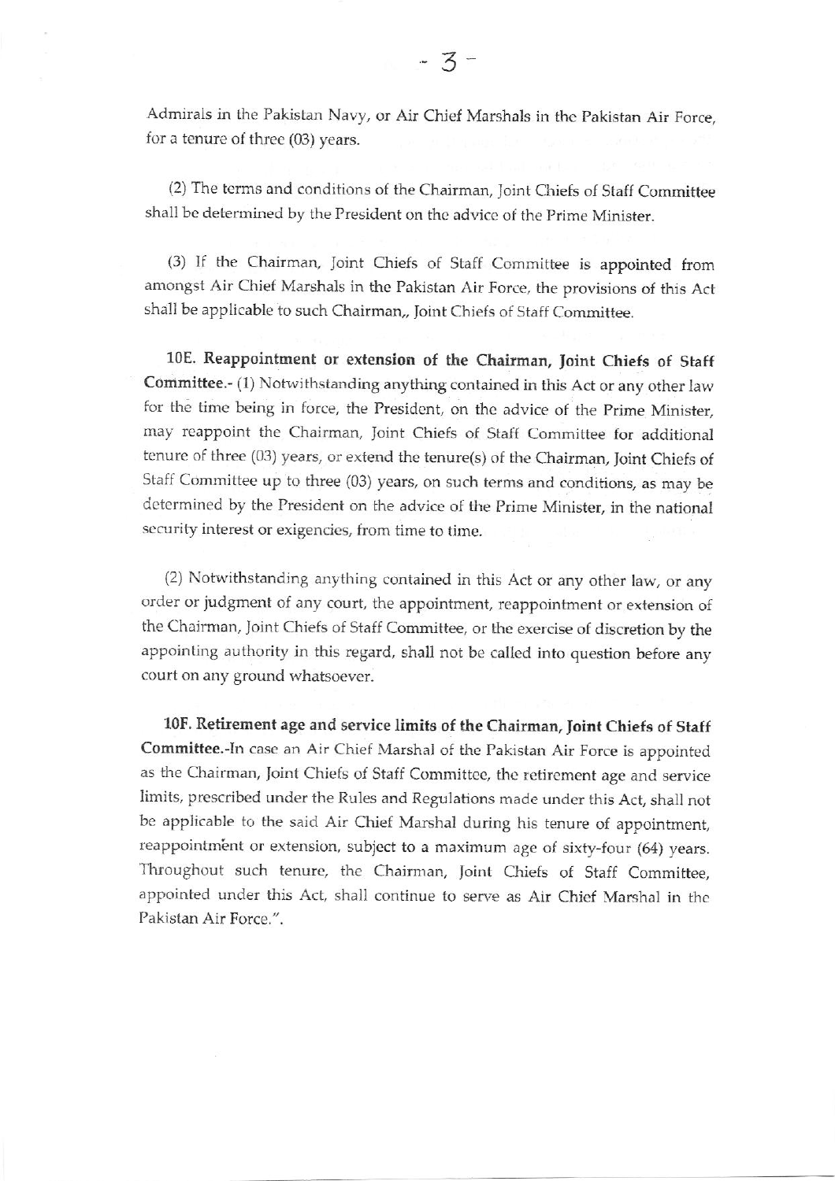Admirals in the Pakistan Navy, or Air Chief Marshals in the Pakistan Air Force, for a tenure of three (03) years.

(2) The terms and conditions of the Chairman, Joint Chiefs of Staff Committee shall be determined by the President on the advice of the Prime Minister.

(3) If the Chairman, Joint Chiefs of Staff Committee is appointed from amongst Air Chief Marshals in the Pakistan Air Force, the provisions of this Act shall be applicable to such Chairman,, Joint Chiefs of Staff Committee.

**10E. Reappointment or extension of the Chairman, Joint Chiefs of Staff Committee.**- (1) Notwithstanding anything contained in this Act or any other law for the time being in force, the President, on the advice of the Prime Minister, may reappoint the Chairman, Joint Chiefs of Staff Committee for additional tenure of three (03) years, or extend the tenure(s) of the Chairman, Joint Chiefs of Staff Committee up to three (03) years, on such terms and conditions, as may be determined by the President on the advice of the Prime Minister, in the national security interest or exigencies, from time to time.

(2) Notwithstanding anything contained in this Act or any other law, or any order or judgment of any court, the appointment, reappointment or extension of the Chairman, Joint Chiefs of Staff Committee, or the exercise of discretion by the appointing authority in this regard, shall not be called into question before any court on any ground whatsoever.

**10F. Retirement age and service limits of the Chairman, Joint Chiefs of Staff Committee.**-In case an Air Chief Marshal of the Pakistan Air Force is appointed as the Chairman, Joint Chiefs of Staff Committee, the retirement age and service limits, prescribed under the Rules and Regulations made under this Act, shall not be applicable to the said Air Chief Marshal during his tenure of appointment, reappointment or extension, subject to a maximum age of sixty-four (64) years. Throughout such tenure, the Chairman, Joint Chiefs of Staff Committee, appointed under this Act, shall continue to serve as Air Chief Marshal in the Pakistan Air Force.".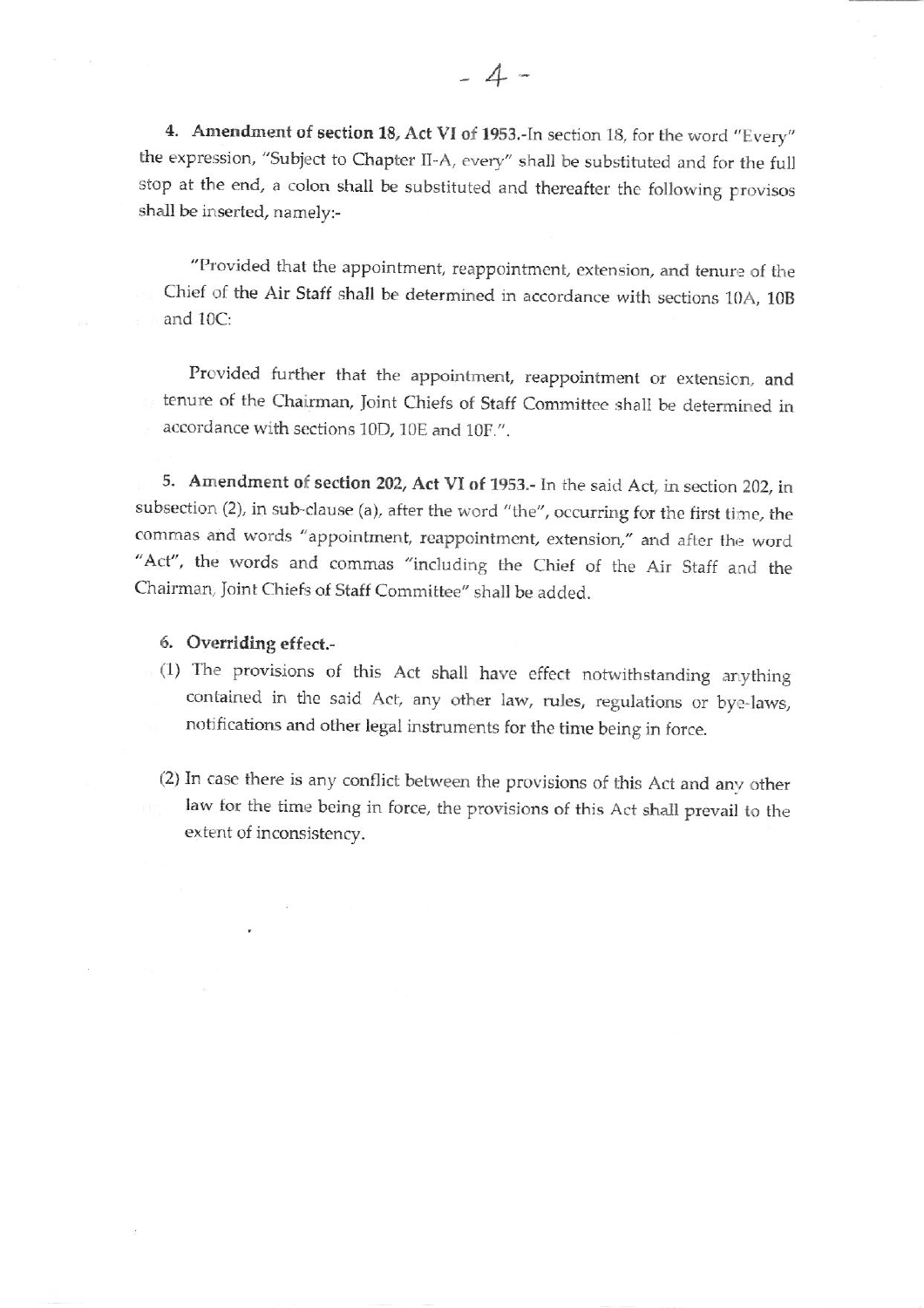**4. Amendment of section 18, Act VI of 1953.**-In section 18, for the word "Every" the expression, "Subject to Chapter II-A, every" shall be substituted and for the full stop at the end, a colon shall be substituted and thereafter the following provisos shall be inserted, namely:-

> "Provided that the appointment, reappointment, extension, and tenure of the Chief of the Air Staff shall be determined in accordance with sections 10A, 10B and 10C:
>
> Provided further that the appointment, reappointment or extension, and tenure of the Chairman, Joint Chiefs of Staff Committee shall be determined in accordance with sections 10D, 10E and 10F.".

**5. Amendment of section 202, Act VI of 1953.**- In the said Act, in section 202, in subsection (2), in sub-clause (a), after the word "the", occurring for the first time, the commas and words "appointment, reappointment, extension," and after the word "Act", the words and commas "including the Chief of the Air Staff and the Chairman, Joint Chiefs of Staff Committee" shall be added.

**6. Overriding effect.**-

(1) The provisions of this Act shall have effect notwithstanding anything contained in the said Act, any other law, rules, regulations or bye-laws, notifications and other legal instruments for the time being in force.

(2) In case there is any conflict between the provisions of this Act and any other law for the time being in force, the provisions of this Act shall prevail to the extent of inconsistency.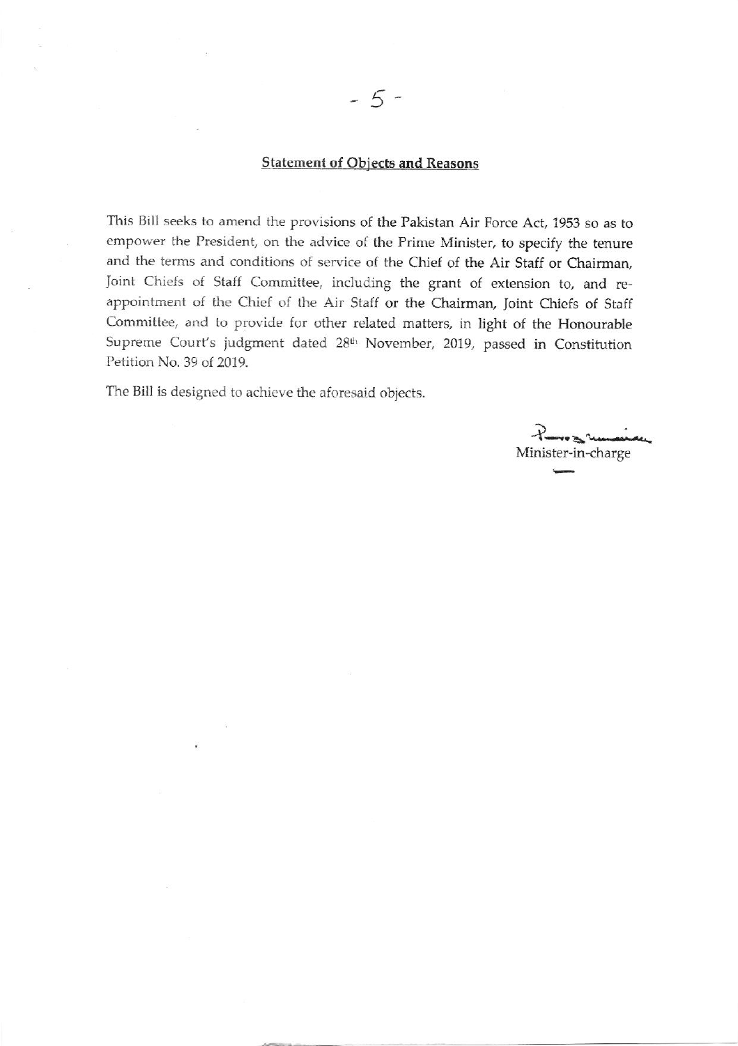## Statement of Objects and Reasons

This Bill seeks to amend the provisions of the Pakistan Air Force Act, 1953 so as to empower the President, on the advice of the Prime Minister, to specify the tenure and the terms and conditions of service of the Chief of the Air Staff or Chairman, Joint Chiefs of Staff Committee, including the grant of extension to, and re-appointment of the Chief of the Air Staff or the Chairman, Joint Chiefs of Staff Committee, and to provide for other related matters, in light of the Honourable Supreme Court's judgment dated 28th November, 2019, passed in Constitution Petition No. 39 of 2019.

The Bill is designed to achieve the aforesaid objects.

Minister-in-charge